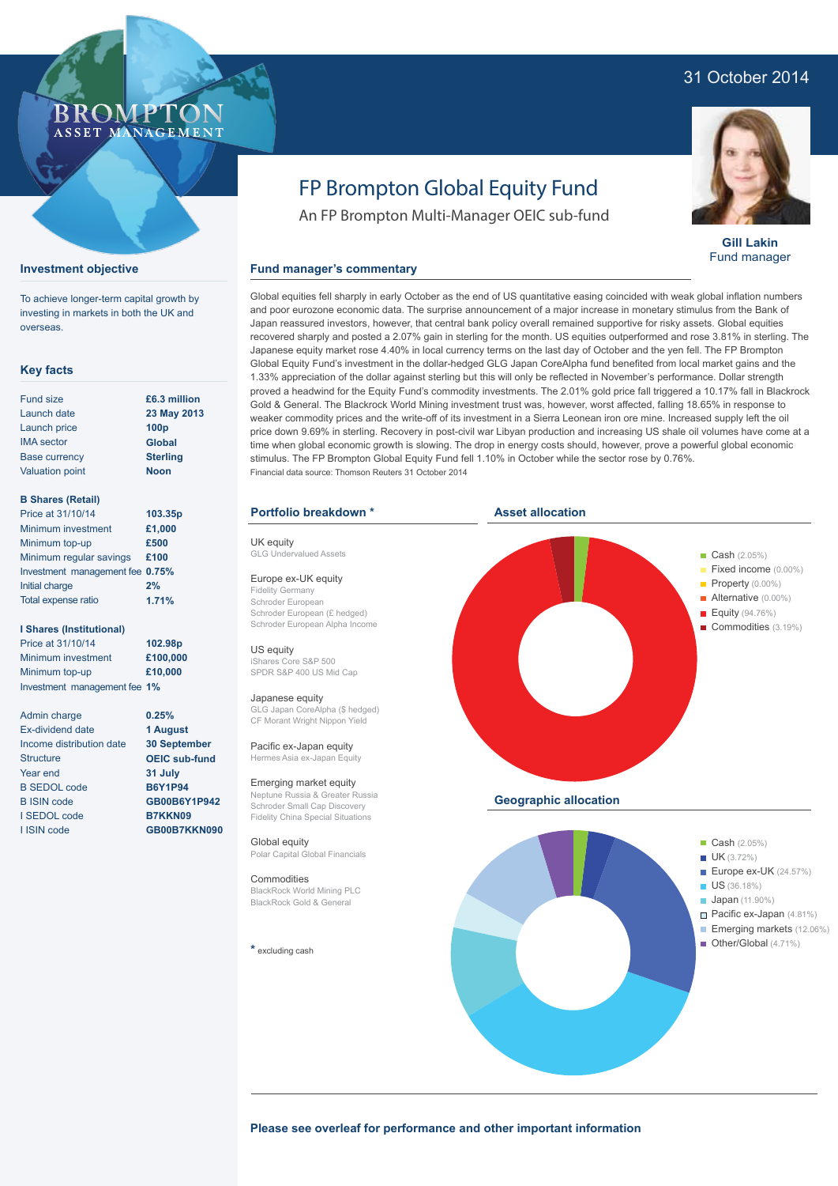31 October 2014

# FP Brompton Global Equity Fund

An FP Brompton Multi-Manager OEIC sub-fund

**Gill Lakin**
Fund manager

## Investment objective

To achieve longer-term capital growth by investing in markets in both the UK and overseas.

## Key facts

| | |
|---|---|
| Fund size | £6.3 million |
| Launch date | 23 May 2013 |
| Launch price | 100p |
| IMA sector | Global |
| Base currency | Sterling |
| Valuation point | Noon |

**B Shares (Retail)**

| | |
|---|---|
| Price at 31/10/14 | 103.35p |
| Minimum investment | £1,000 |
| Minimum top-up | £500 |
| Minimum regular savings | £100 |
| Investment management fee | 0.75% |
| Initial charge | 2% |
| Total expense ratio | 1.71% |

**I Shares (Institutional)**

| | |
|---|---|
| Price at 31/10/14 | 102.98p |
| Minimum investment | £100,000 |
| Minimum top-up | £10,000 |
| Investment management fee | 1% |

| | |
|---|---|
| Admin charge | 0.25% |
| Ex-dividend date | 1 August |
| Income distribution date | 30 September |
| Structure | OEIC sub-fund |
| Year end | 31 July |
| B SEDOL code | B6Y1P94 |
| B ISIN code | GB00B6Y1P942 |
| I SEDOL code | B7KKN09 |
| I ISIN code | GB00B7KKN090 |

## Fund manager's commentary

Global equities fell sharply in early October as the end of US quantitative easing coincided with weak global inflation numbers and poor eurozone economic data. The surprise announcement of a major increase in monetary stimulus from the Bank of Japan reassured investors, however, that central bank policy overall remained supportive for risky assets. Global equities recovered sharply and posted a 2.07% gain in sterling for the month. US equities outperformed and rose 3.81% in sterling. The Japanese equity market rose 4.40% in local currency terms on the last day of October and the yen fell. The FP Brompton Global Equity Fund's investment in the dollar-hedged GLG Japan CoreAlpha fund benefited from local market gains and the 1.33% appreciation of the dollar against sterling but this will only be reflected in November's performance. Dollar strength proved a headwind for the Equity Fund's commodity investments. The 2.01% gold price fall triggered a 10.17% fall in Blackrock Gold & General. The Blackrock World Mining investment trust was, however, worst affected, falling 18.65% in response to weaker commodity prices and the write-off of its investment in a Sierra Leonean iron ore mine. Increased supply left the oil price down 9.69% in sterling. Recovery in post-civil war Libyan production and increasing US shale oil volumes have come at a time when global economic growth is slowing. The drop in energy costs should, however, prove a powerful global economic stimulus. The FP Brompton Global Equity Fund fell 1.10% in October while the sector rose by 0.76%.

Financial data source: Thomson Reuters 31 October 2014

## Portfolio breakdown *

**UK equity**
GLG Undervalued Assets

**Europe ex-UK equity**
Fidelity Germany
Schroder European
Schroder European (£ hedged)
Schroder European Alpha Income

**US equity**
iShares Core S&P 500
SPDR S&P 400 US Mid Cap

**Japanese equity**
GLG Japan CoreAlpha ($ hedged)
CF Morant Wright Nippon Yield

**Pacific ex-Japan equity**
Hermes Asia ex-Japan Equity

**Emerging market equity**
Neptune Russia & Greater Russia
Schroder Small Cap Discovery
Fidelity China Special Situations

**Global equity**
Polar Capital Global Financials

**Commodities**
BlackRock World Mining PLC
BlackRock Gold & General

* excluding cash

## Asset allocation

- Cash (2.05%)
- Fixed income (0.00%)
- Property (0.00%)
- Alternative (0.00%)
- Equity (94.76%)
- Commodities (3.19%)

## Geographic allocation

- Cash (2.05%)
- UK (3.72%)
- Europe ex-UK (24.57%)
- US (36.18%)
- Japan (11.90%)
- Pacific ex-Japan (4.81%)
- Emerging markets (12.06%)
- Other/Global (4.71%)

**Please see overleaf for performance and other important information**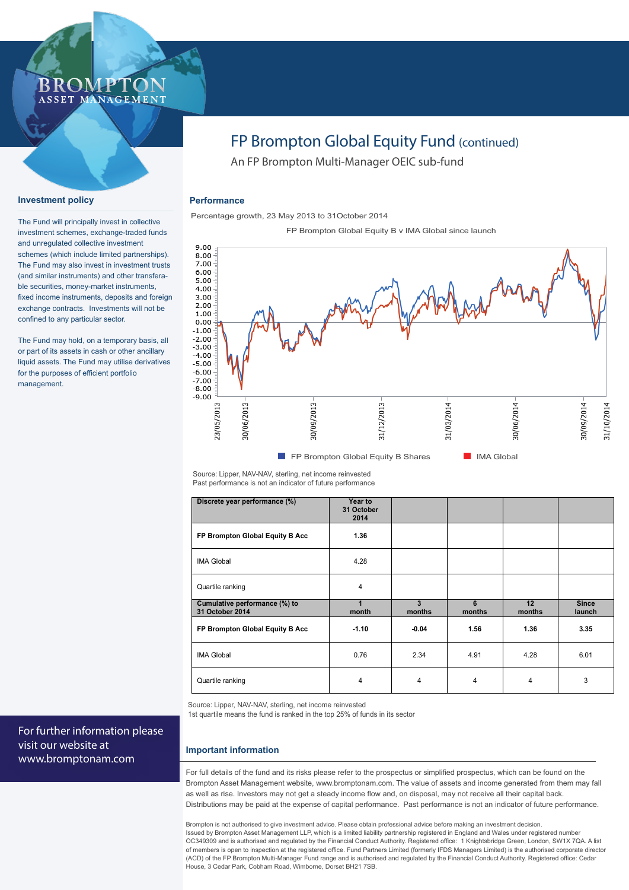BROMPTON
ASSET MANAGEMENT

# FP Brompton Global Equity Fund (continued)

An FP Brompton Multi-Manager OEIC sub-fund

## Investment policy

The Fund will principally invest in collective investment schemes, exchange-traded funds and unregulated collective investment schemes (which include limited partnerships). The Fund may also invest in investment trusts (and similar instruments) and other transferable securities, money-market instruments, fixed income instruments, deposits and foreign exchange contracts. Investments will not be confined to any particular sector.

The Fund may hold, on a temporary basis, all or part of its assets in cash or other ancillary liquid assets. The Fund may utilise derivatives for the purposes of efficient portfolio management.

## Performance

Percentage growth, 23 May 2013 to 31October 2014

FP Brompton Global Equity B v IMA Global since launch

9.00
8.00
7.00
6.00
5.00
4.00
3.00
2.00
1.00
0.00
-1.00
-2.00
-3.00
-4.00
-5.00
-6.00
-7.00
-8.00
-9.00

23/05/2013
30/06/2013
30/09/2013
31/12/2013
31/03/2014
30/06/2014
30/09/2014
31/10/2014

FP Brompton Global Equity B Shares
IMA Global

Source: Lipper, NAV-NAV, sterling, net income reinvested
Past performance is not an indicator of future performance

| Discrete year performance (%) | Year to 31 October 2014 | | | | |
|---|---|---|---|---|---|
| **FP Brompton Global Equity B Acc** | **1.36** | | | | |
| IMA Global | 4.28 | | | | |
| Quartile ranking | 4 | | | | |
| **Cumulative performance (%) to 31 October 2014** | **1 month** | **3 months** | **6 months** | **12 months** | **Since launch** |
| **FP Brompton Global Equity B Acc** | **-1.10** | **-0.04** | **1.56** | **1.36** | **3.35** |
| IMA Global | 0.76 | 2.34 | 4.91 | 4.28 | 6.01 |
| Quartile ranking | 4 | 4 | 4 | 4 | 3 |

Source: Lipper, NAV-NAV, sterling, net income reinvested
1st quartile means the fund is ranked in the top 25% of funds in its sector

For further information please visit our website at www.bromptonam.com

## Important information

For full details of the fund and its risks please refer to the prospectus or simplified prospectus, which can be found on the Brompton Asset Management website, www.bromptonam.com. The value of assets and income generated from them may fall as well as rise. Investors may not get a steady income flow and, on disposal, may not receive all their capital back. Distributions may be paid at the expense of capital performance. Past performance is not an indicator of future performance.

Brompton is not authorised to give investment advice. Please obtain professional advice before making an investment decision. Issued by Brompton Asset Management LLP, which is a limited liability partnership registered in England and Wales under registered number OC349309 and is authorised and regulated by the Financial Conduct Authority. Registered office: 1 Knightsbridge Green, London, SW1X 7QA. A list of members is open to inspection at the registered office. Fund Partners Limited (formerly IFDS Managers Limited) is the authorised corporate director (ACD) of the FP Brompton Multi-Manager Fund range and is authorised and regulated by the Financial Conduct Authority. Registered office: Cedar House, 3 Cedar Park, Cobham Road, Wimborne, Dorset BH21 7SB.